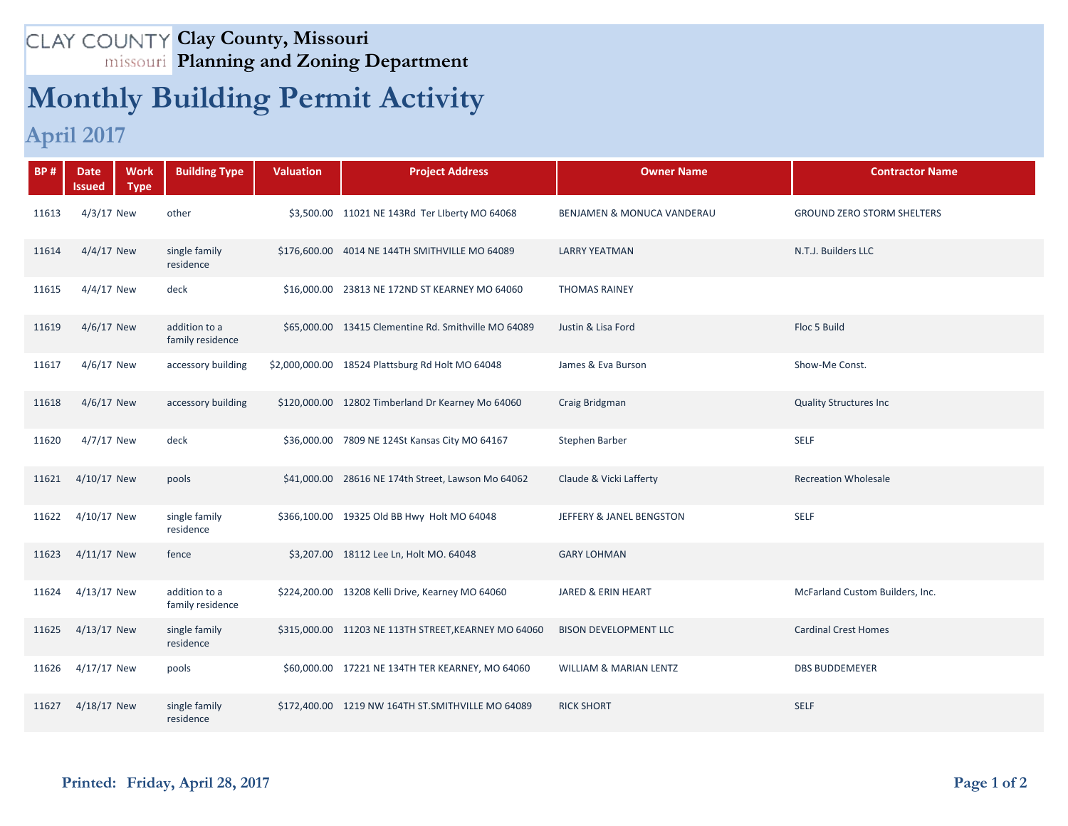# Clay County, Missouri
## Planning and Zoning Department

# Monthly Building Permit Activity

## April 2017

| BP # | Date Issued | Work Type | Building Type | Valuation | Project Address | Owner Name | Contractor Name |
|---|---|---|---|---|---|---|---|
| 11613 | 4/3/17 | New | other | $3,500.00 | 11021 NE 143Rd Ter LIberty MO 64068 | BENJAMEN & MONUCA VANDERAU | GROUND ZERO STORM SHELTERS |
| 11614 | 4/4/17 | New | single family residence | $176,600.00 | 4014 NE 144TH SMITHVILLE MO 64089 | LARRY YEATMAN | N.T.J. Builders LLC |
| 11615 | 4/4/17 | New | deck | $16,000.00 | 23813 NE 172ND ST KEARNEY MO 64060 | THOMAS RAINEY | |
| 11619 | 4/6/17 | New | addition to a family residence | $65,000.00 | 13415 Clementine Rd. Smithville MO 64089 | Justin & Lisa Ford | Floc 5 Build |
| 11617 | 4/6/17 | New | accessory building | $2,000,000.00 | 18524 Plattsburg Rd Holt MO 64048 | James & Eva Burson | Show-Me Const. |
| 11618 | 4/6/17 | New | accessory building | $120,000.00 | 12802 Timberland Dr Kearney Mo 64060 | Craig Bridgman | Quality Structures Inc |
| 11620 | 4/7/17 | New | deck | $36,000.00 | 7809 NE 124St Kansas City MO 64167 | Stephen Barber | SELF |
| 11621 | 4/10/17 | New | pools | $41,000.00 | 28616 NE 174th Street, Lawson Mo 64062 | Claude & Vicki Lafferty | Recreation Wholesale |
| 11622 | 4/10/17 | New | single family residence | $366,100.00 | 19325 Old BB Hwy Holt MO 64048 | JEFFERY & JANEL BENGSTON | SELF |
| 11623 | 4/11/17 | New | fence | $3,207.00 | 18112 Lee Ln, Holt MO. 64048 | GARY LOHMAN | |
| 11624 | 4/13/17 | New | addition to a family residence | $224,200.00 | 13208 Kelli Drive, Kearney MO 64060 | JARED & ERIN HEART | McFarland Custom Builders, Inc. |
| 11625 | 4/13/17 | New | single family residence | $315,000.00 | 11203 NE 113TH STREET,KEARNEY MO 64060 | BISON DEVELOPMENT LLC | Cardinal Crest Homes |
| 11626 | 4/17/17 | New | pools | $60,000.00 | 17221 NE 134TH TER KEARNEY, MO 64060 | WILLIAM & MARIAN LENTZ | DBS BUDDEMEYER |
| 11627 | 4/18/17 | New | single family residence | $172,400.00 | 1219 NW 164TH ST.SMITHVILLE MO 64089 | RICK SHORT | SELF |

**Printed: Friday, April 28, 2017**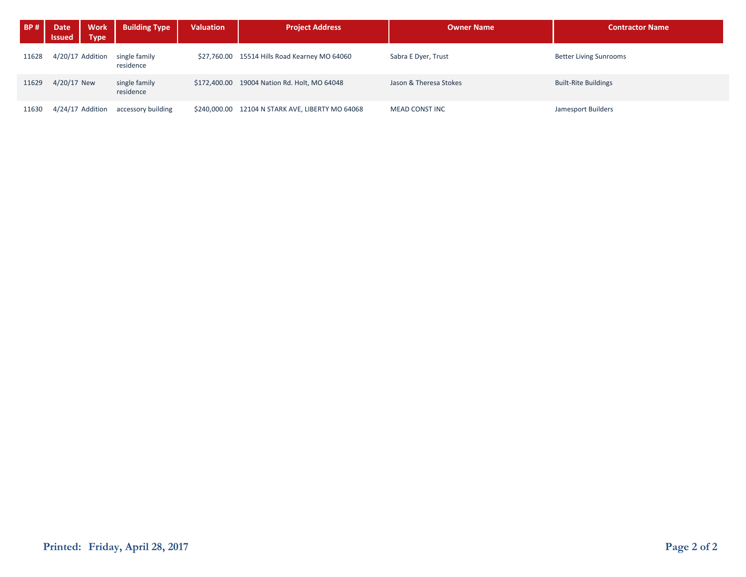| BP # | Date Issued | Work Type | Building Type | Valuation | Project Address | Owner Name | Contractor Name |
|---|---|---|---|---|---|---|---|
| 11628 | 4/20/17 | Addition | single family residence | $27,760.00 | 15514 Hills Road Kearney MO 64060 | Sabra E Dyer, Trust | Better Living Sunrooms |
| 11629 | 4/20/17 | New | single family residence | $172,400.00 | 19004 Nation Rd. Holt, MO 64048 | Jason & Theresa Stokes | Built-Rite Buildings |
| 11630 | 4/24/17 | Addition | accessory building | $240,000.00 | 12104 N STARK AVE, LIBERTY MO 64068 | MEAD CONST INC | Jamesport Builders |

**Printed: Friday, April 28, 2017**